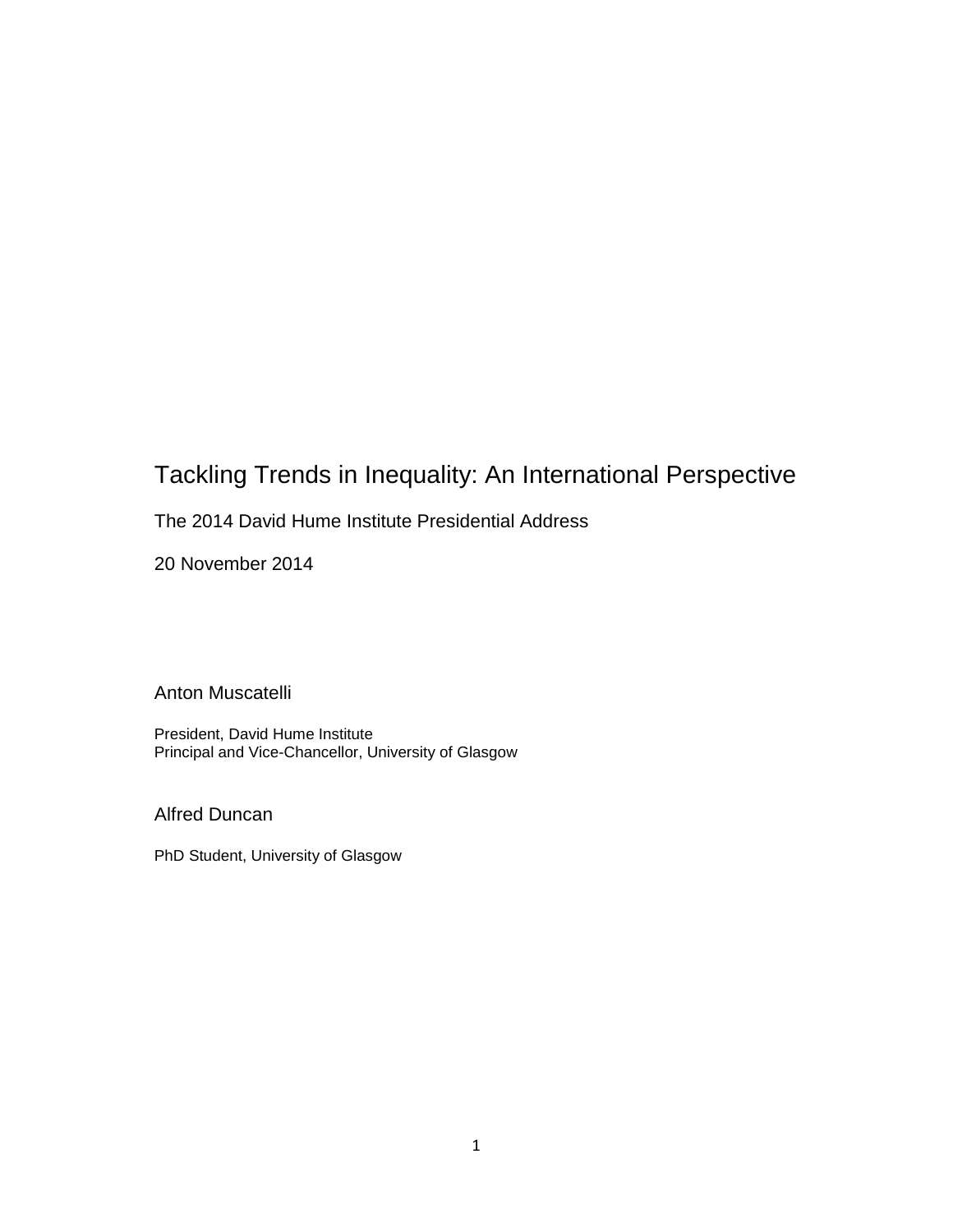# Tackling Trends in Inequality: An International Perspective

The 2014 David Hume Institute Presidential Address

20 November 2014

Anton Muscatelli

President, David Hume Institute
Principal and Vice-Chancellor, University of Glasgow

Alfred Duncan

PhD Student, University of Glasgow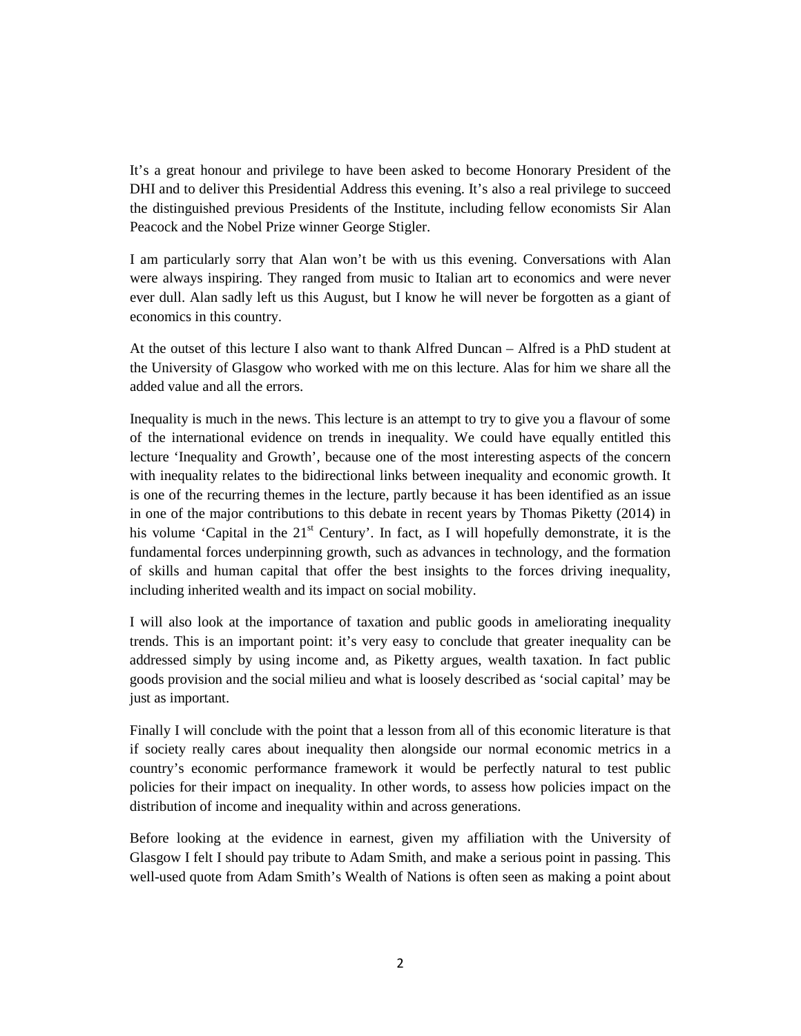It's a great honour and privilege to have been asked to become Honorary President of the DHI and to deliver this Presidential Address this evening. It's also a real privilege to succeed the distinguished previous Presidents of the Institute, including fellow economists Sir Alan Peacock and the Nobel Prize winner George Stigler.

I am particularly sorry that Alan won't be with us this evening. Conversations with Alan were always inspiring. They ranged from music to Italian art to economics and were never ever dull. Alan sadly left us this August, but I know he will never be forgotten as a giant of economics in this country.

At the outset of this lecture I also want to thank Alfred Duncan – Alfred is a PhD student at the University of Glasgow who worked with me on this lecture. Alas for him we share all the added value and all the errors.

Inequality is much in the news. This lecture is an attempt to try to give you a flavour of some of the international evidence on trends in inequality. We could have equally entitled this lecture 'Inequality and Growth', because one of the most interesting aspects of the concern with inequality relates to the bidirectional links between inequality and economic growth. It is one of the recurring themes in the lecture, partly because it has been identified as an issue in one of the major contributions to this debate in recent years by Thomas Piketty (2014) in his volume 'Capital in the 21st Century'. In fact, as I will hopefully demonstrate, it is the fundamental forces underpinning growth, such as advances in technology, and the formation of skills and human capital that offer the best insights to the forces driving inequality, including inherited wealth and its impact on social mobility.

I will also look at the importance of taxation and public goods in ameliorating inequality trends. This is an important point: it's very easy to conclude that greater inequality can be addressed simply by using income and, as Piketty argues, wealth taxation. In fact public goods provision and the social milieu and what is loosely described as 'social capital' may be just as important.

Finally I will conclude with the point that a lesson from all of this economic literature is that if society really cares about inequality then alongside our normal economic metrics in a country's economic performance framework it would be perfectly natural to test public policies for their impact on inequality. In other words, to assess how policies impact on the distribution of income and inequality within and across generations.

Before looking at the evidence in earnest, given my affiliation with the University of Glasgow I felt I should pay tribute to Adam Smith, and make a serious point in passing. This well-used quote from Adam Smith's Wealth of Nations is often seen as making a point about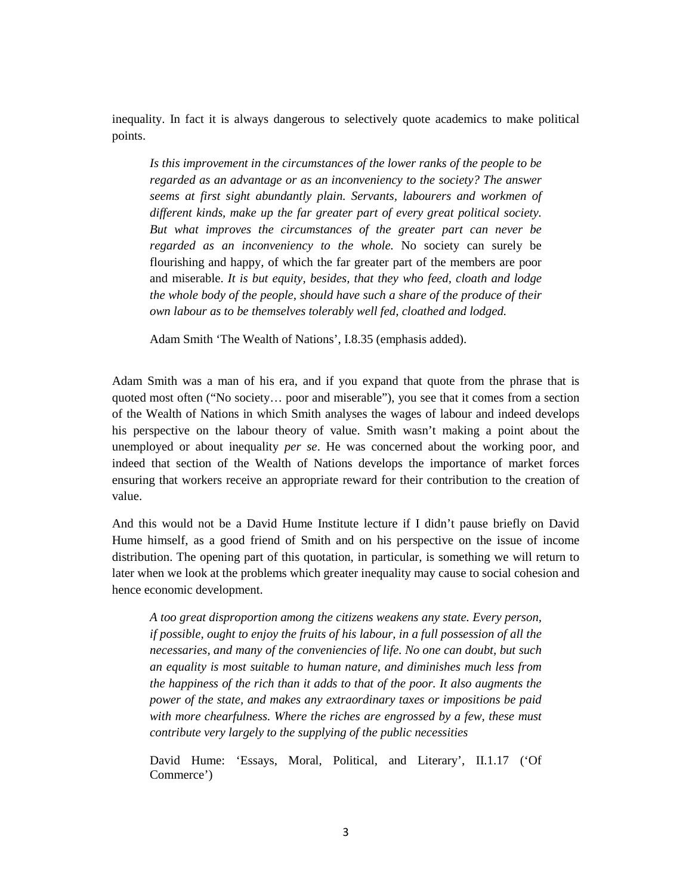inequality. In fact it is always dangerous to selectively quote academics to make political points.

> *Is this improvement in the circumstances of the lower ranks of the people to be regarded as an advantage or as an inconveniency to the society? The answer seems at first sight abundantly plain. Servants, labourers and workmen of different kinds, make up the far greater part of every great political society. But what improves the circumstances of the greater part can never be regarded as an inconveniency to the whole.* No society can surely be flourishing and happy, of which the far greater part of the members are poor and miserable. *It is but equity, besides, that they who feed, cloath and lodge the whole body of the people, should have such a share of the produce of their own labour as to be themselves tolerably well fed, cloathed and lodged.*
>
> Adam Smith 'The Wealth of Nations', I.8.35 (emphasis added).

Adam Smith was a man of his era, and if you expand that quote from the phrase that is quoted most often ("No society… poor and miserable"), you see that it comes from a section of the Wealth of Nations in which Smith analyses the wages of labour and indeed develops his perspective on the labour theory of value. Smith wasn't making a point about the unemployed or about inequality *per se*. He was concerned about the working poor, and indeed that section of the Wealth of Nations develops the importance of market forces ensuring that workers receive an appropriate reward for their contribution to the creation of value.

And this would not be a David Hume Institute lecture if I didn't pause briefly on David Hume himself, as a good friend of Smith and on his perspective on the issue of income distribution. The opening part of this quotation, in particular, is something we will return to later when we look at the problems which greater inequality may cause to social cohesion and hence economic development.

> *A too great disproportion among the citizens weakens any state. Every person, if possible, ought to enjoy the fruits of his labour, in a full possession of all the necessaries, and many of the conveniencies of life. No one can doubt, but such an equality is most suitable to human nature, and diminishes much less from the happiness of the rich than it adds to that of the poor. It also augments the power of the state, and makes any extraordinary taxes or impositions be paid with more chearfulness. Where the riches are engrossed by a few, these must contribute very largely to the supplying of the public necessities*
>
> David Hume: 'Essays, Moral, Political, and Literary', II.1.17 ('Of Commerce')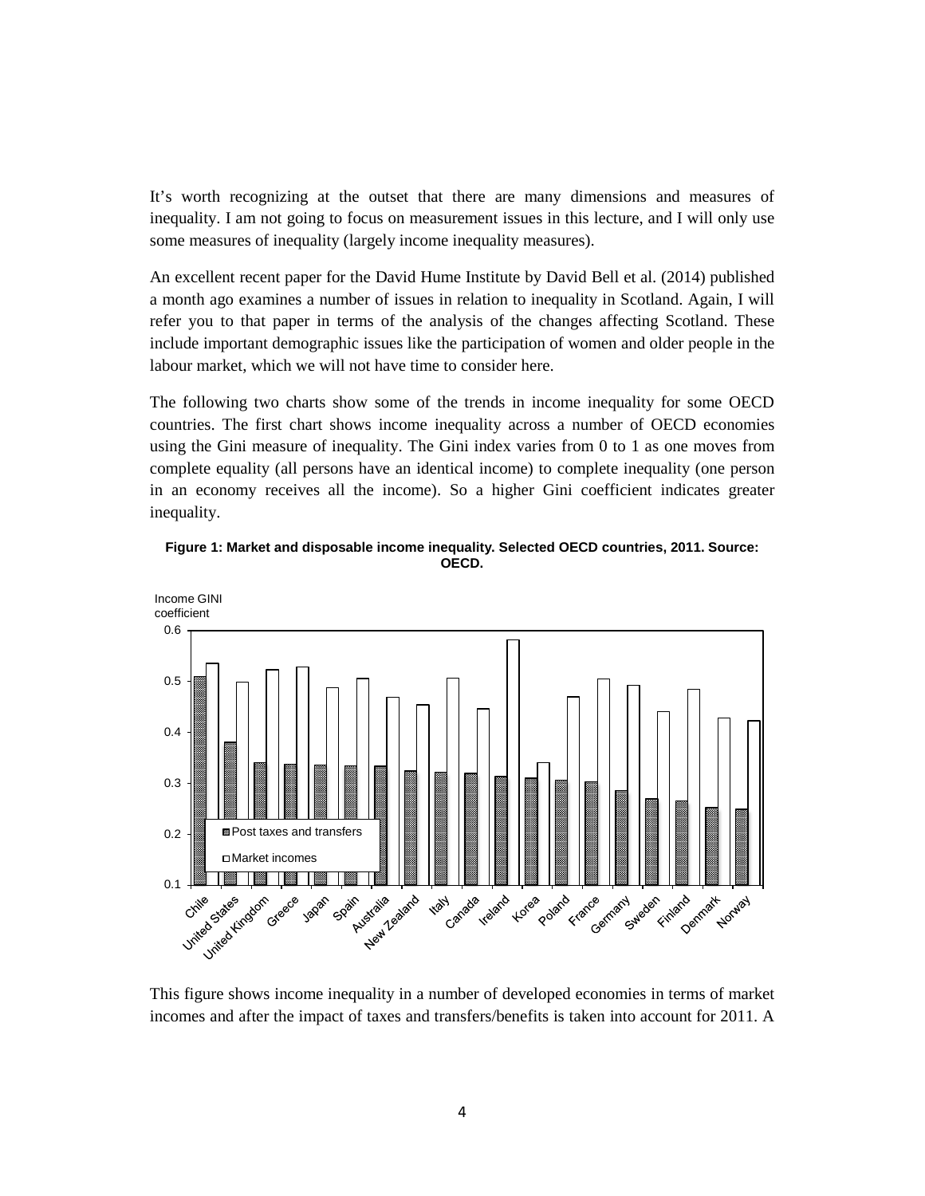It's worth recognizing at the outset that there are many dimensions and measures of inequality. I am not going to focus on measurement issues in this lecture, and I will only use some measures of inequality (largely income inequality measures).

An excellent recent paper for the David Hume Institute by David Bell et al. (2014) published a month ago examines a number of issues in relation to inequality in Scotland. Again, I will refer you to that paper in terms of the analysis of the changes affecting Scotland. These include important demographic issues like the participation of women and older people in the labour market, which we will not have time to consider here.

The following two charts show some of the trends in income inequality for some OECD countries. The first chart shows income inequality across a number of OECD economies using the Gini measure of inequality. The Gini index varies from 0 to 1 as one moves from complete equality (all persons have an identical income) to complete inequality (one person in an economy receives all the income). So a higher Gini coefficient indicates greater inequality.

**Figure 1: Market and disposable income inequality. Selected OECD countries, 2011. Source: OECD.**

This figure shows income inequality in a number of developed economies in terms of market incomes and after the impact of taxes and transfers/benefits is taken into account for 2011. A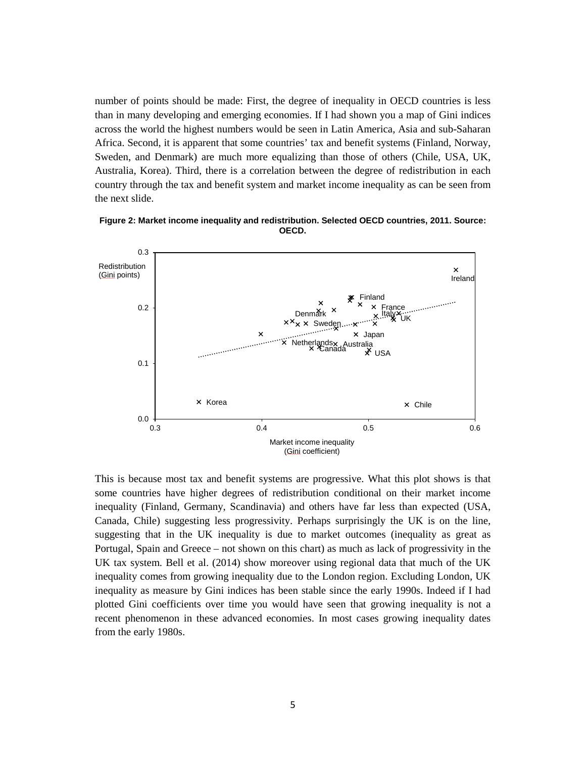number of points should be made: First, the degree of inequality in OECD countries is less than in many developing and emerging economies. If I had shown you a map of Gini indices across the world the highest numbers would be seen in Latin America, Asia and sub-Saharan Africa. Second, it is apparent that some countries' tax and benefit systems (Finland, Norway, Sweden, and Denmark) are much more equalizing than those of others (Chile, USA, UK, Australia, Korea). Third, there is a correlation between the degree of redistribution in each country through the tax and benefit system and market income inequality as can be seen from the next slide.

**Figure 2: Market income inequality and redistribution. Selected OECD countries, 2011. Source: OECD.**

This is because most tax and benefit systems are progressive. What this plot shows is that some countries have higher degrees of redistribution conditional on their market income inequality (Finland, Germany, Scandinavia) and others have far less than expected (USA, Canada, Chile) suggesting less progressivity. Perhaps surprisingly the UK is on the line, suggesting that in the UK inequality is due to market outcomes (inequality as great as Portugal, Spain and Greece – not shown on this chart) as much as lack of progressivity in the UK tax system. Bell et al. (2014) show moreover using regional data that much of the UK inequality comes from growing inequality due to the London region. Excluding London, UK inequality as measure by Gini indices has been stable since the early 1990s. Indeed if I had plotted Gini coefficients over time you would have seen that growing inequality is not a recent phenomenon in these advanced economies. In most cases growing inequality dates from the early 1980s.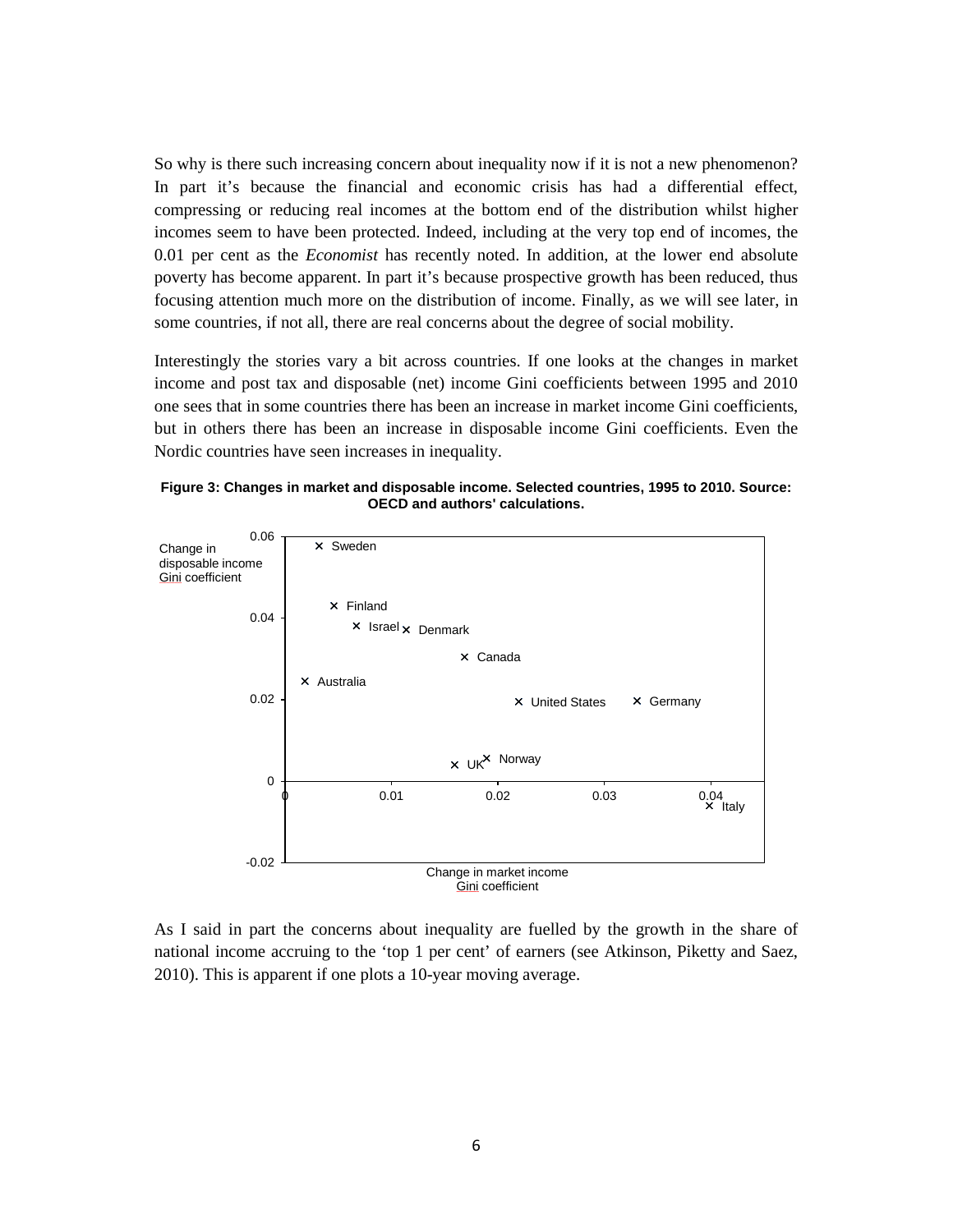So why is there such increasing concern about inequality now if it is not a new phenomenon? In part it's because the financial and economic crisis has had a differential effect, compressing or reducing real incomes at the bottom end of the distribution whilst higher incomes seem to have been protected. Indeed, including at the very top end of incomes, the 0.01 per cent as the *Economist* has recently noted. In addition, at the lower end absolute poverty has become apparent. In part it's because prospective growth has been reduced, thus focusing attention much more on the distribution of income. Finally, as we will see later, in some countries, if not all, there are real concerns about the degree of social mobility.

Interestingly the stories vary a bit across countries. If one looks at the changes in market income and post tax and disposable (net) income Gini coefficients between 1995 and 2010 one sees that in some countries there has been an increase in market income Gini coefficients, but in others there has been an increase in disposable income Gini coefficients. Even the Nordic countries have seen increases in inequality.

**Figure 3: Changes in market and disposable income. Selected countries, 1995 to 2010. Source: OECD and authors' calculations.**

As I said in part the concerns about inequality are fuelled by the growth in the share of national income accruing to the 'top 1 per cent' of earners (see Atkinson, Piketty and Saez, 2010). This is apparent if one plots a 10-year moving average.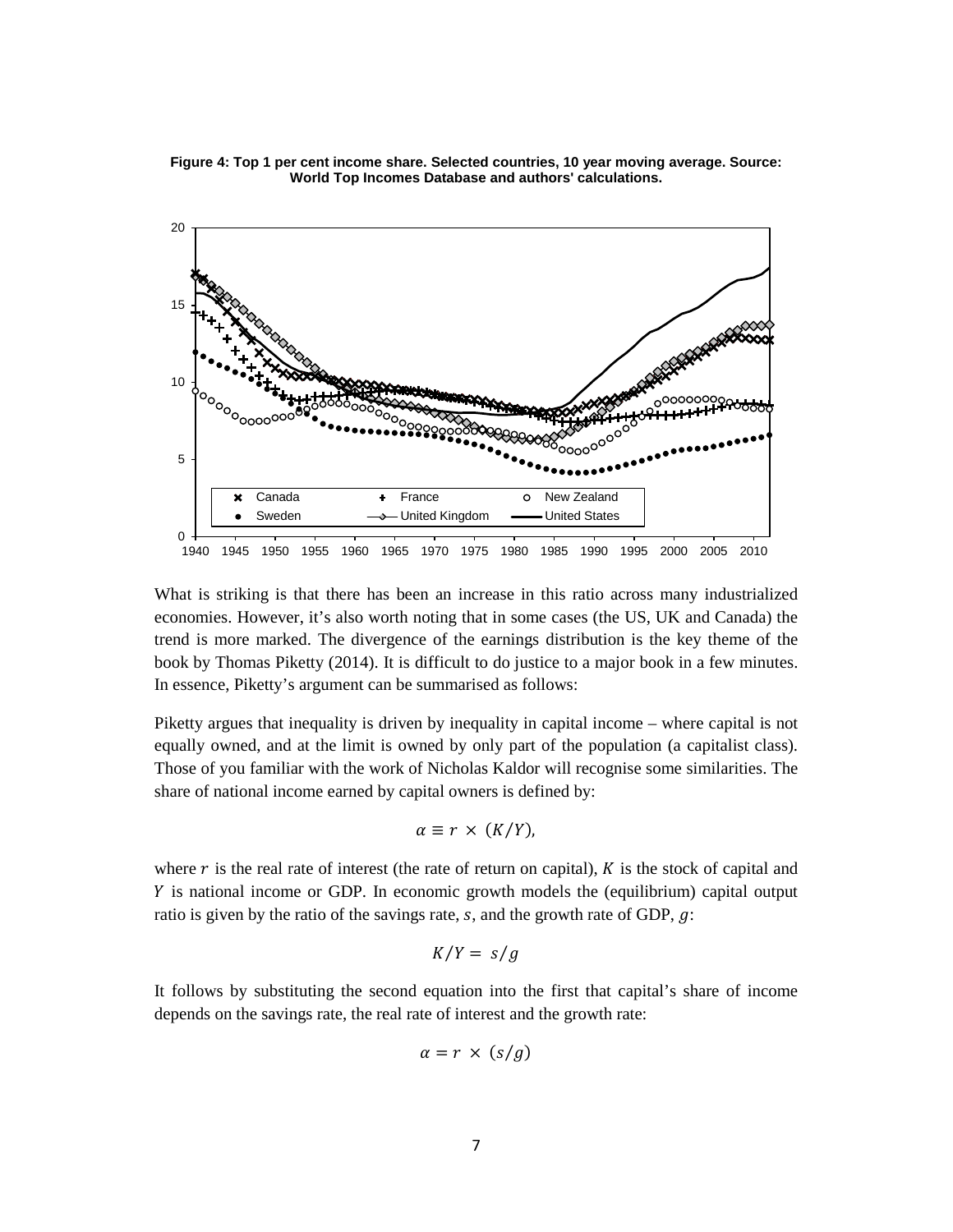**Figure 4: Top 1 per cent income share. Selected countries, 10 year moving average. Source: World Top Incomes Database and authors' calculations.**

What is striking is that there has been an increase in this ratio across many industrialized economies. However, it's also worth noting that in some cases (the US, UK and Canada) the trend is more marked. The divergence of the earnings distribution is the key theme of the book by Thomas Piketty (2014). It is difficult to do justice to a major book in a few minutes. In essence, Piketty's argument can be summarised as follows:

Piketty argues that inequality is driven by inequality in capital income – where capital is not equally owned, and at the limit is owned by only part of the population (a capitalist class). Those of you familiar with the work of Nicholas Kaldor will recognise some similarities. The share of national income earned by capital owners is defined by:

$$\alpha \equiv r \times (K/Y),$$

where $r$ is the real rate of interest (the rate of return on capital), $K$ is the stock of capital and $Y$ is national income or GDP. In economic growth models the (equilibrium) capital output ratio is given by the ratio of the savings rate, $s$, and the growth rate of GDP, $g$:

$$K/Y = s/g$$

It follows by substituting the second equation into the first that capital's share of income depends on the savings rate, the real rate of interest and the growth rate:

$$\alpha = r \times (s/g)$$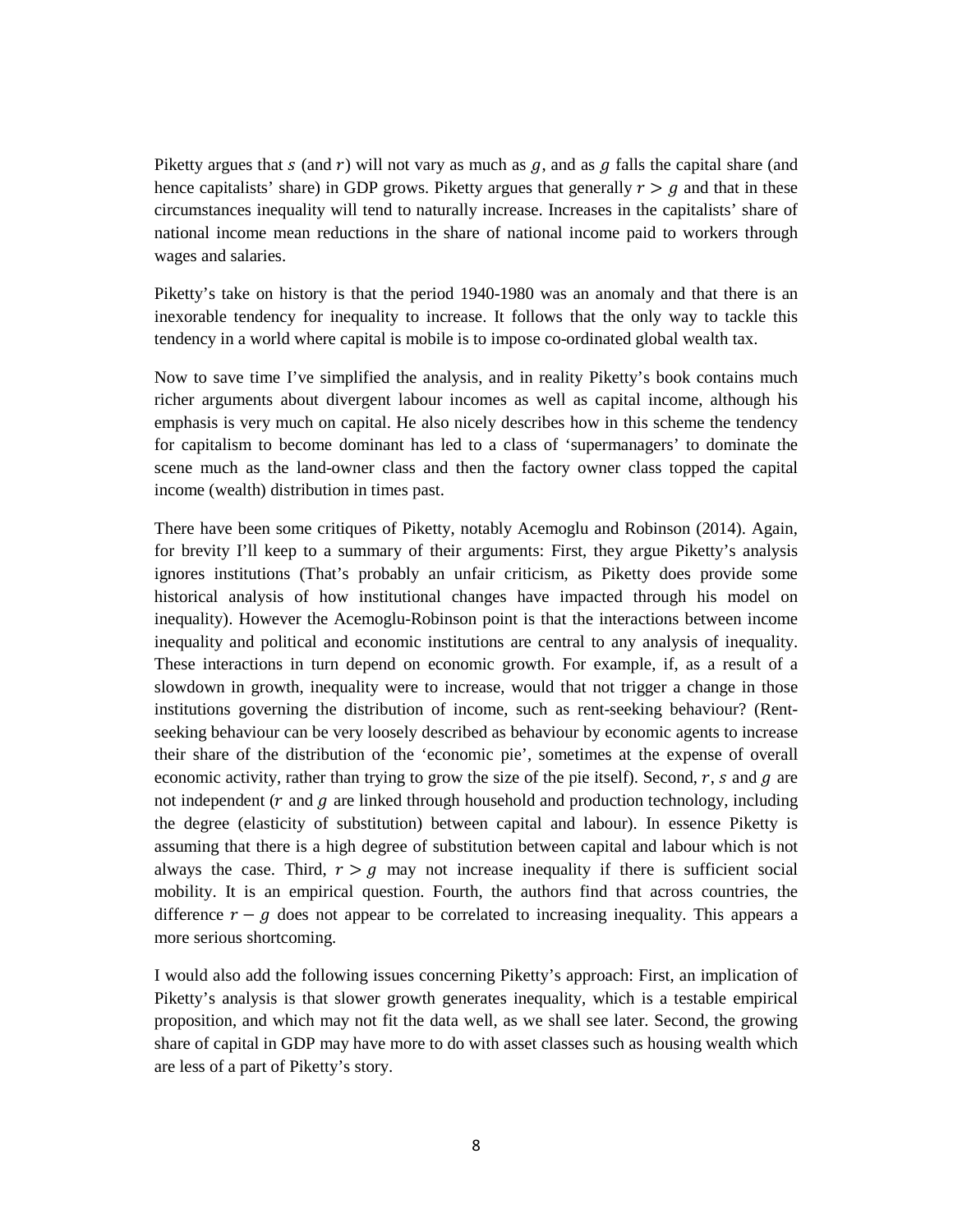Piketty argues that $s$ (and $r$) will not vary as much as $g$, and as $g$ falls the capital share (and hence capitalists' share) in GDP grows. Piketty argues that generally $r > g$ and that in these circumstances inequality will tend to naturally increase. Increases in the capitalists' share of national income mean reductions in the share of national income paid to workers through wages and salaries.

Piketty's take on history is that the period 1940-1980 was an anomaly and that there is an inexorable tendency for inequality to increase. It follows that the only way to tackle this tendency in a world where capital is mobile is to impose co-ordinated global wealth tax.

Now to save time I've simplified the analysis, and in reality Piketty's book contains much richer arguments about divergent labour incomes as well as capital income, although his emphasis is very much on capital. He also nicely describes how in this scheme the tendency for capitalism to become dominant has led to a class of 'supermanagers' to dominate the scene much as the land-owner class and then the factory owner class topped the capital income (wealth) distribution in times past.

There have been some critiques of Piketty, notably Acemoglu and Robinson (2014). Again, for brevity I'll keep to a summary of their arguments: First, they argue Piketty's analysis ignores institutions (That's probably an unfair criticism, as Piketty does provide some historical analysis of how institutional changes have impacted through his model on inequality). However the Acemoglu-Robinson point is that the interactions between income inequality and political and economic institutions are central to any analysis of inequality. These interactions in turn depend on economic growth. For example, if, as a result of a slowdown in growth, inequality were to increase, would that not trigger a change in those institutions governing the distribution of income, such as rent-seeking behaviour? (Rent-seeking behaviour can be very loosely described as behaviour by economic agents to increase their share of the distribution of the 'economic pie', sometimes at the expense of overall economic activity, rather than trying to grow the size of the pie itself). Second, $r$, $s$ and $g$ are not independent ($r$ and $g$ are linked through household and production technology, including the degree (elasticity of substitution) between capital and labour). In essence Piketty is assuming that there is a high degree of substitution between capital and labour which is not always the case. Third, $r > g$ may not increase inequality if there is sufficient social mobility. It is an empirical question. Fourth, the authors find that across countries, the difference $r - g$ does not appear to be correlated to increasing inequality. This appears a more serious shortcoming.

I would also add the following issues concerning Piketty's approach: First, an implication of Piketty's analysis is that slower growth generates inequality, which is a testable empirical proposition, and which may not fit the data well, as we shall see later. Second, the growing share of capital in GDP may have more to do with asset classes such as housing wealth which are less of a part of Piketty's story.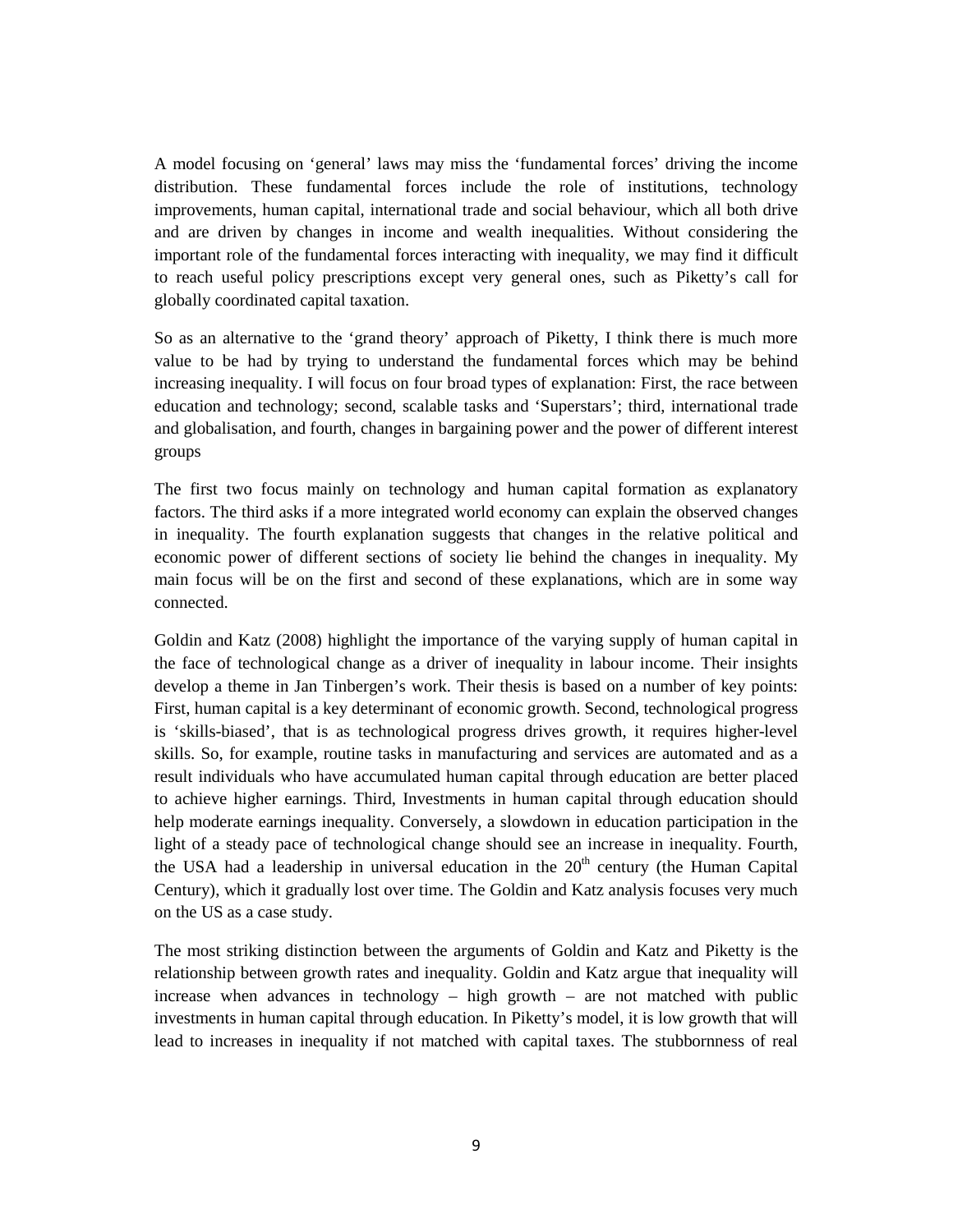A model focusing on 'general' laws may miss the 'fundamental forces' driving the income distribution. These fundamental forces include the role of institutions, technology improvements, human capital, international trade and social behaviour, which all both drive and are driven by changes in income and wealth inequalities. Without considering the important role of the fundamental forces interacting with inequality, we may find it difficult to reach useful policy prescriptions except very general ones, such as Piketty's call for globally coordinated capital taxation.

So as an alternative to the 'grand theory' approach of Piketty, I think there is much more value to be had by trying to understand the fundamental forces which may be behind increasing inequality. I will focus on four broad types of explanation: First, the race between education and technology; second, scalable tasks and 'Superstars'; third, international trade and globalisation, and fourth, changes in bargaining power and the power of different interest groups

The first two focus mainly on technology and human capital formation as explanatory factors. The third asks if a more integrated world economy can explain the observed changes in inequality. The fourth explanation suggests that changes in the relative political and economic power of different sections of society lie behind the changes in inequality. My main focus will be on the first and second of these explanations, which are in some way connected.

Goldin and Katz (2008) highlight the importance of the varying supply of human capital in the face of technological change as a driver of inequality in labour income. Their insights develop a theme in Jan Tinbergen's work. Their thesis is based on a number of key points: First, human capital is a key determinant of economic growth. Second, technological progress is 'skills-biased', that is as technological progress drives growth, it requires higher-level skills. So, for example, routine tasks in manufacturing and services are automated and as a result individuals who have accumulated human capital through education are better placed to achieve higher earnings. Third, Investments in human capital through education should help moderate earnings inequality. Conversely, a slowdown in education participation in the light of a steady pace of technological change should see an increase in inequality. Fourth, the USA had a leadership in universal education in the 20th century (the Human Capital Century), which it gradually lost over time. The Goldin and Katz analysis focuses very much on the US as a case study.

The most striking distinction between the arguments of Goldin and Katz and Piketty is the relationship between growth rates and inequality. Goldin and Katz argue that inequality will increase when advances in technology – high growth – are not matched with public investments in human capital through education. In Piketty's model, it is low growth that will lead to increases in inequality if not matched with capital taxes. The stubbornness of real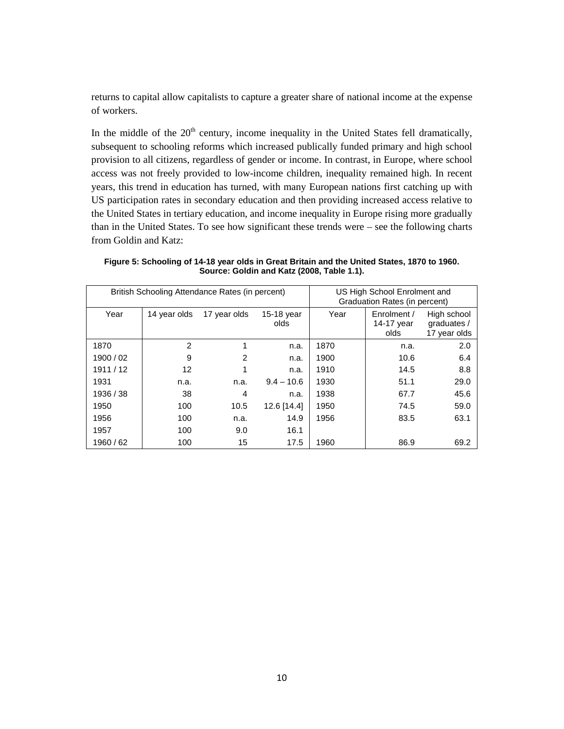returns to capital allow capitalists to capture a greater share of national income at the expense of workers.

In the middle of the 20th century, income inequality in the United States fell dramatically, subsequent to schooling reforms which increased publically funded primary and high school provision to all citizens, regardless of gender or income. In contrast, in Europe, where school access was not freely provided to low-income children, inequality remained high. In recent years, this trend in education has turned, with many European nations first catching up with US participation rates in secondary education and then providing increased access relative to the United States in tertiary education, and income inequality in Europe rising more gradually than in the United States. To see how significant these trends were – see the following charts from Goldin and Katz:

**Figure 5: Schooling of 14-18 year olds in Great Britain and the United States, 1870 to 1960. Source: Goldin and Katz (2008, Table 1.1).**

| British Schooling Attendance Rates (in percent) | | | | US High School Enrolment and Graduation Rates (in percent) | | |
|---|---|---|---|---|---|---|
| Year | 14 year olds | 17 year olds | 15-18 year olds | Year | Enrolment / 14-17 year olds | High school graduates / 17 year olds |
| 1870 | 2 | 1 | n.a. | 1870 | n.a. | 2.0 |
| 1900 / 02 | 9 | 2 | n.a. | 1900 | 10.6 | 6.4 |
| 1911 / 12 | 12 | 1 | n.a. | 1910 | 14.5 | 8.8 |
| 1931 | n.a. | n.a. | 9.4 – 10.6 | 1930 | 51.1 | 29.0 |
| 1936 / 38 | 38 | 4 | n.a. | 1938 | 67.7 | 45.6 |
| 1950 | 100 | 10.5 | 12.6 [14.4] | 1950 | 74.5 | 59.0 |
| 1956 | 100 | n.a. | 14.9 | 1956 | 83.5 | 63.1 |
| 1957 | 100 | 9.0 | 16.1 | | | |
| 1960 / 62 | 100 | 15 | 17.5 | 1960 | 86.9 | 69.2 |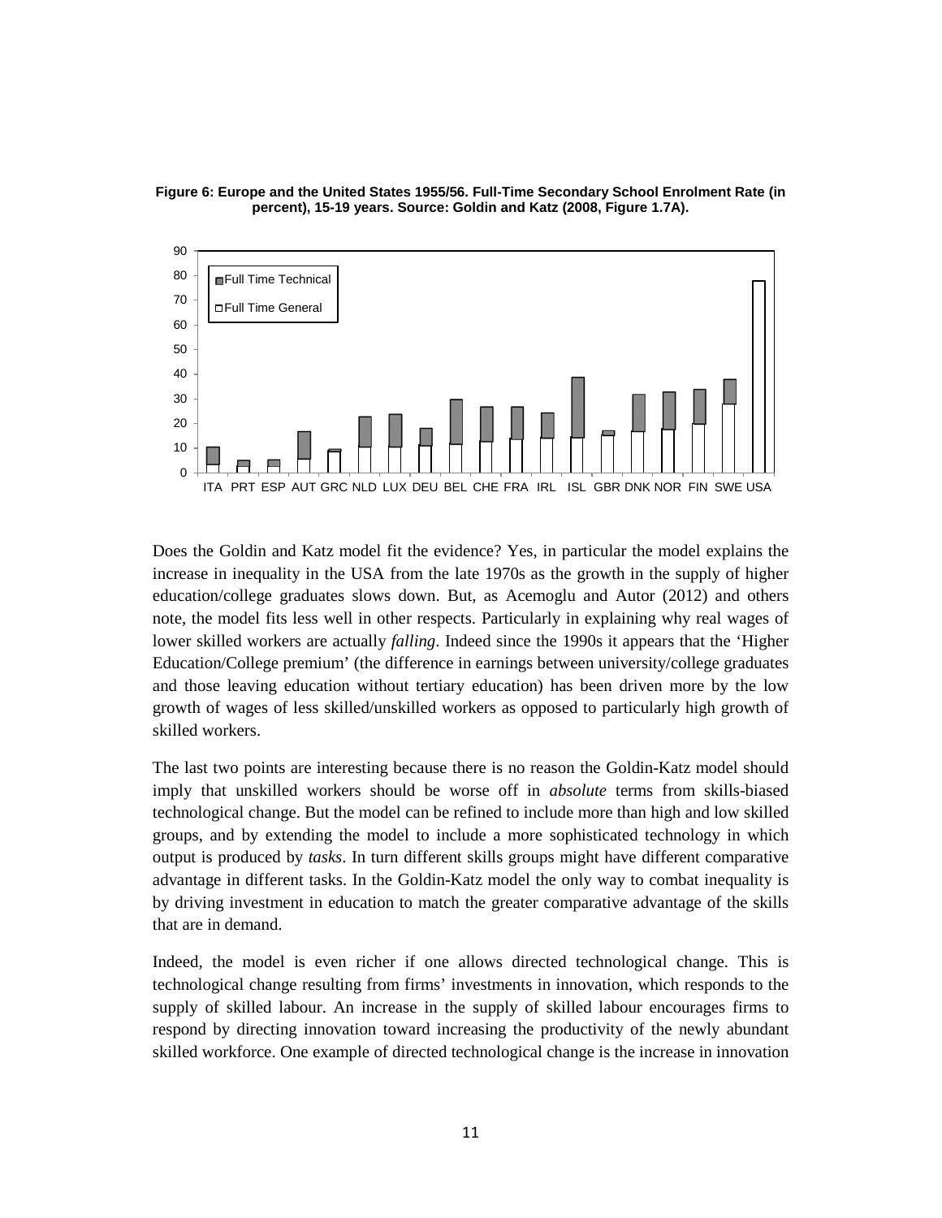**Figure 6: Europe and the United States 1955/56. Full-Time Secondary School Enrolment Rate (in percent), 15-19 years. Source: Goldin and Katz (2008, Figure 1.7A).**

Does the Goldin and Katz model fit the evidence? Yes, in particular the model explains the increase in inequality in the USA from the late 1970s as the growth in the supply of higher education/college graduates slows down. But, as Acemoglu and Autor (2012) and others note, the model fits less well in other respects. Particularly in explaining why real wages of lower skilled workers are actually *falling*. Indeed since the 1990s it appears that the 'Higher Education/College premium' (the difference in earnings between university/college graduates and those leaving education without tertiary education) has been driven more by the low growth of wages of less skilled/unskilled workers as opposed to particularly high growth of skilled workers.

The last two points are interesting because there is no reason the Goldin-Katz model should imply that unskilled workers should be worse off in *absolute* terms from skills-biased technological change. But the model can be refined to include more than high and low skilled groups, and by extending the model to include a more sophisticated technology in which output is produced by *tasks*. In turn different skills groups might have different comparative advantage in different tasks. In the Goldin-Katz model the only way to combat inequality is by driving investment in education to match the greater comparative advantage of the skills that are in demand.

Indeed, the model is even richer if one allows directed technological change. This is technological change resulting from firms' investments in innovation, which responds to the supply of skilled labour. An increase in the supply of skilled labour encourages firms to respond by directing innovation toward increasing the productivity of the newly abundant skilled workforce. One example of directed technological change is the increase in innovation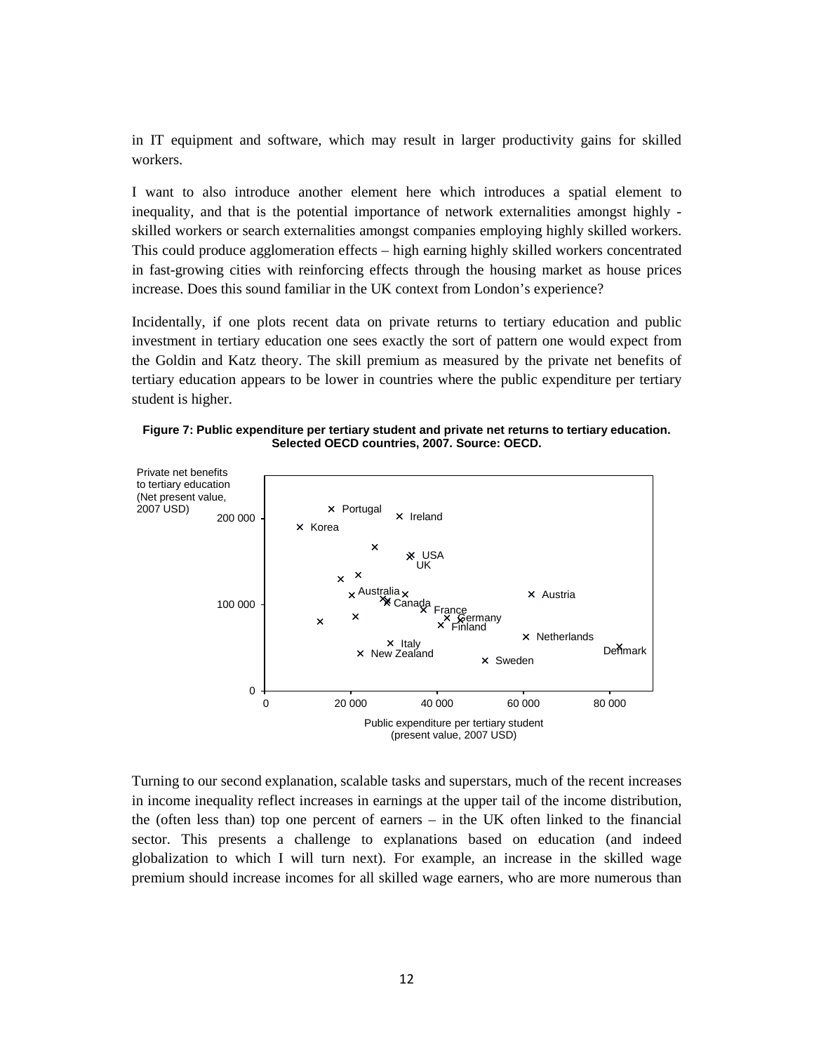in IT equipment and software, which may result in larger productivity gains for skilled workers.

I want to also introduce another element here which introduces a spatial element to inequality, and that is the potential importance of network externalities amongst highly - skilled workers or search externalities amongst companies employing highly skilled workers. This could produce agglomeration effects – high earning highly skilled workers concentrated in fast-growing cities with reinforcing effects through the housing market as house prices increase. Does this sound familiar in the UK context from London's experience?

Incidentally, if one plots recent data on private returns to tertiary education and public investment in tertiary education one sees exactly the sort of pattern one would expect from the Goldin and Katz theory. The skill premium as measured by the private net benefits of tertiary education appears to be lower in countries where the public expenditure per tertiary student is higher.

**Figure 7: Public expenditure per tertiary student and private net returns to tertiary education. Selected OECD countries, 2007. Source: OECD.**

Turning to our second explanation, scalable tasks and superstars, much of the recent increases in income inequality reflect increases in earnings at the upper tail of the income distribution, the (often less than) top one percent of earners – in the UK often linked to the financial sector. This presents a challenge to explanations based on education (and indeed globalization to which I will turn next). For example, an increase in the skilled wage premium should increase incomes for all skilled wage earners, who are more numerous than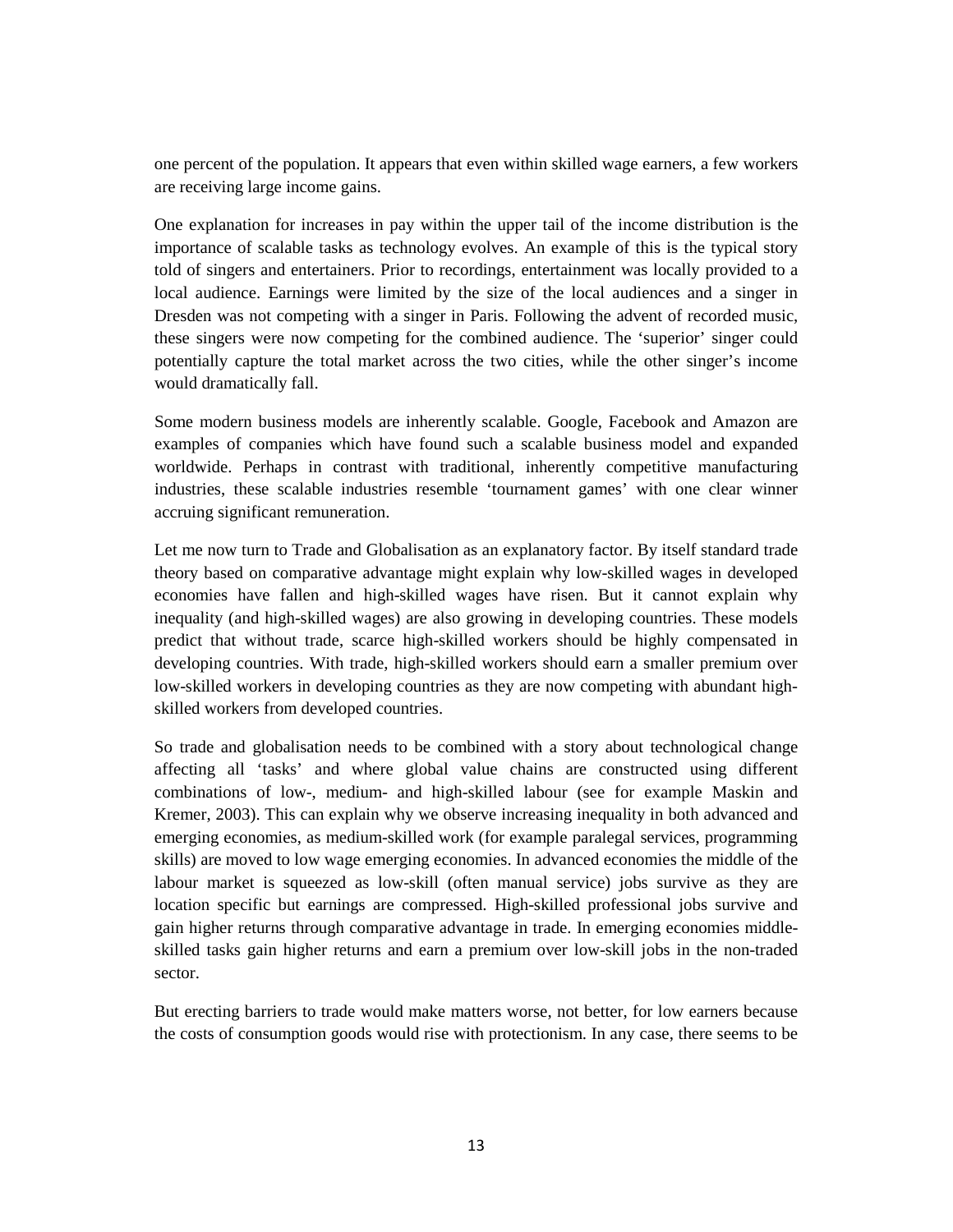one percent of the population. It appears that even within skilled wage earners, a few workers are receiving large income gains.

One explanation for increases in pay within the upper tail of the income distribution is the importance of scalable tasks as technology evolves. An example of this is the typical story told of singers and entertainers. Prior to recordings, entertainment was locally provided to a local audience. Earnings were limited by the size of the local audiences and a singer in Dresden was not competing with a singer in Paris. Following the advent of recorded music, these singers were now competing for the combined audience. The 'superior' singer could potentially capture the total market across the two cities, while the other singer's income would dramatically fall.

Some modern business models are inherently scalable. Google, Facebook and Amazon are examples of companies which have found such a scalable business model and expanded worldwide. Perhaps in contrast with traditional, inherently competitive manufacturing industries, these scalable industries resemble 'tournament games' with one clear winner accruing significant remuneration.

Let me now turn to Trade and Globalisation as an explanatory factor. By itself standard trade theory based on comparative advantage might explain why low-skilled wages in developed economies have fallen and high-skilled wages have risen. But it cannot explain why inequality (and high-skilled wages) are also growing in developing countries. These models predict that without trade, scarce high-skilled workers should be highly compensated in developing countries. With trade, high-skilled workers should earn a smaller premium over low-skilled workers in developing countries as they are now competing with abundant high-skilled workers from developed countries.

So trade and globalisation needs to be combined with a story about technological change affecting all 'tasks' and where global value chains are constructed using different combinations of low-, medium- and high-skilled labour (see for example Maskin and Kremer, 2003). This can explain why we observe increasing inequality in both advanced and emerging economies, as medium-skilled work (for example paralegal services, programming skills) are moved to low wage emerging economies. In advanced economies the middle of the labour market is squeezed as low-skill (often manual service) jobs survive as they are location specific but earnings are compressed. High-skilled professional jobs survive and gain higher returns through comparative advantage in trade. In emerging economies middle-skilled tasks gain higher returns and earn a premium over low-skill jobs in the non-traded sector.

But erecting barriers to trade would make matters worse, not better, for low earners because the costs of consumption goods would rise with protectionism. In any case, there seems to be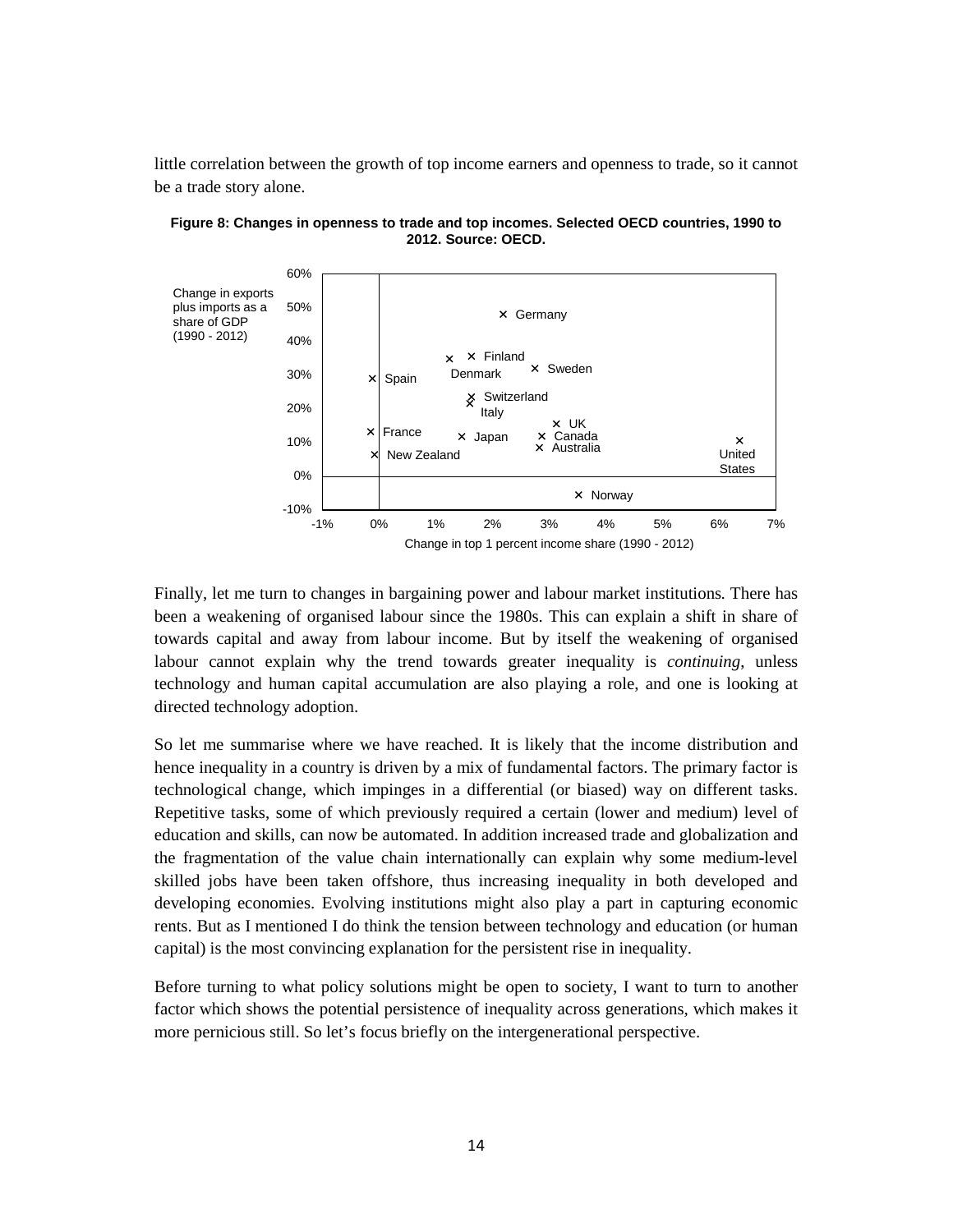little correlation between the growth of top income earners and openness to trade, so it cannot be a trade story alone.

**Figure 8: Changes in openness to trade and top incomes. Selected OECD countries, 1990 to 2012. Source: OECD.**

Finally, let me turn to changes in bargaining power and labour market institutions. There has been a weakening of organised labour since the 1980s. This can explain a shift in share of towards capital and away from labour income. But by itself the weakening of organised labour cannot explain why the trend towards greater inequality is *continuing*, unless technology and human capital accumulation are also playing a role, and one is looking at directed technology adoption.

So let me summarise where we have reached. It is likely that the income distribution and hence inequality in a country is driven by a mix of fundamental factors. The primary factor is technological change, which impinges in a differential (or biased) way on different tasks. Repetitive tasks, some of which previously required a certain (lower and medium) level of education and skills, can now be automated. In addition increased trade and globalization and the fragmentation of the value chain internationally can explain why some medium-level skilled jobs have been taken offshore, thus increasing inequality in both developed and developing economies. Evolving institutions might also play a part in capturing economic rents. But as I mentioned I do think the tension between technology and education (or human capital) is the most convincing explanation for the persistent rise in inequality.

Before turning to what policy solutions might be open to society, I want to turn to another factor which shows the potential persistence of inequality across generations, which makes it more pernicious still. So let's focus briefly on the intergenerational perspective.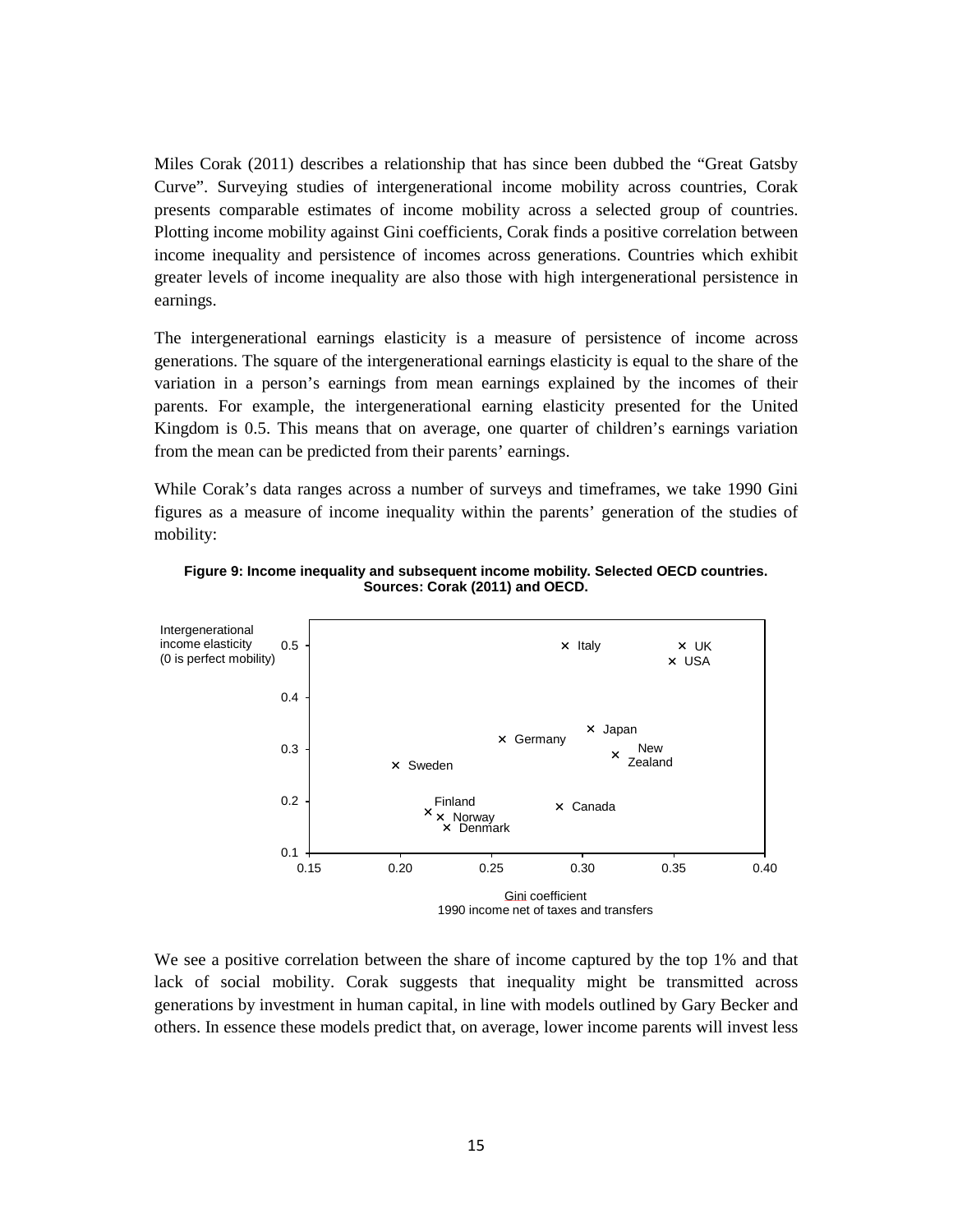Miles Corak (2011) describes a relationship that has since been dubbed the "Great Gatsby Curve". Surveying studies of intergenerational income mobility across countries, Corak presents comparable estimates of income mobility across a selected group of countries. Plotting income mobility against Gini coefficients, Corak finds a positive correlation between income inequality and persistence of incomes across generations. Countries which exhibit greater levels of income inequality are also those with high intergenerational persistence in earnings.

The intergenerational earnings elasticity is a measure of persistence of income across generations. The square of the intergenerational earnings elasticity is equal to the share of the variation in a person's earnings from mean earnings explained by the incomes of their parents. For example, the intergenerational earning elasticity presented for the United Kingdom is 0.5. This means that on average, one quarter of children's earnings variation from the mean can be predicted from their parents' earnings.

While Corak's data ranges across a number of surveys and timeframes, we take 1990 Gini figures as a measure of income inequality within the parents' generation of the studies of mobility:

**Figure 9: Income inequality and subsequent income mobility. Selected OECD countries. Sources: Corak (2011) and OECD.**

We see a positive correlation between the share of income captured by the top 1% and that lack of social mobility. Corak suggests that inequality might be transmitted across generations by investment in human capital, in line with models outlined by Gary Becker and others. In essence these models predict that, on average, lower income parents will invest less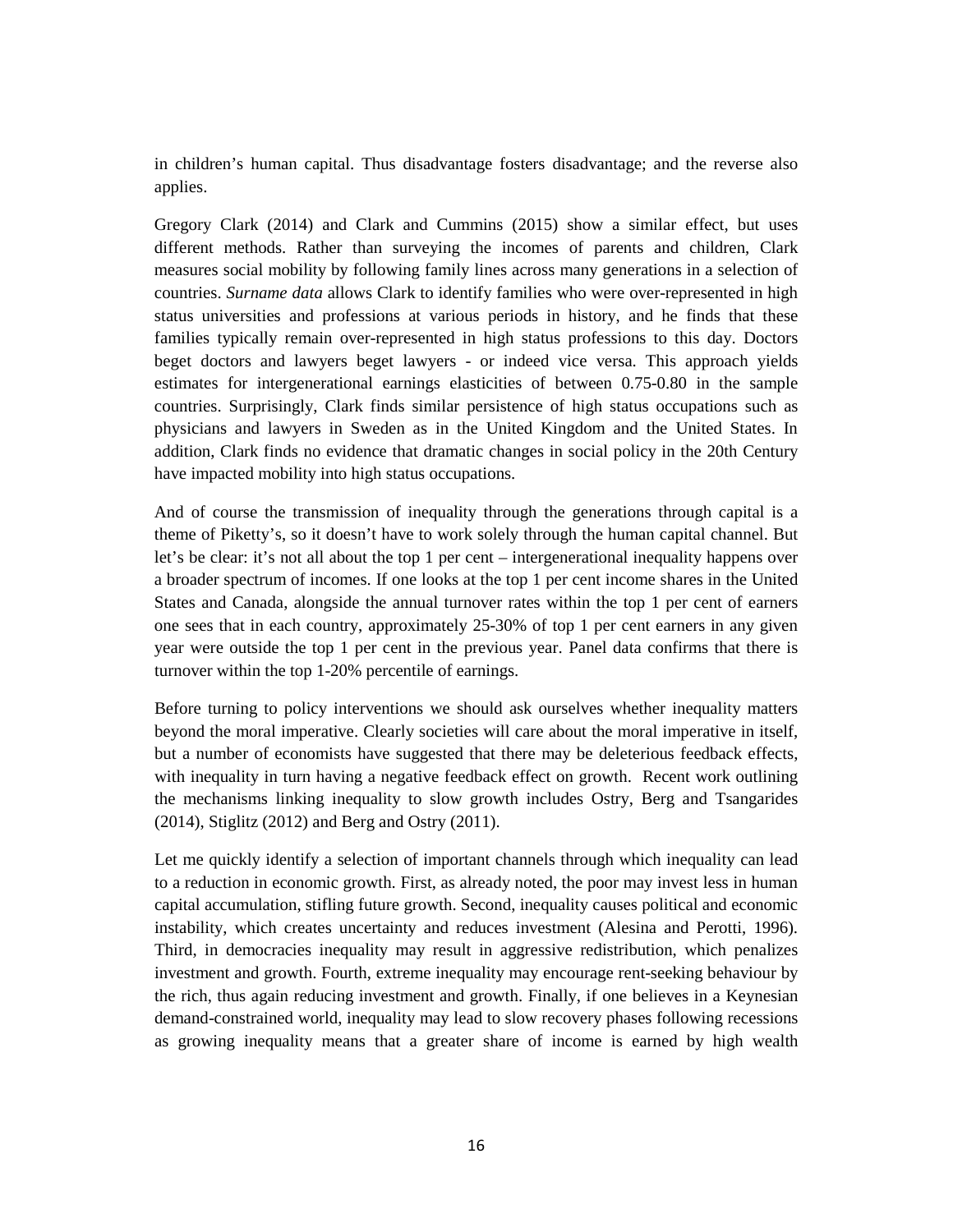in children's human capital. Thus disadvantage fosters disadvantage; and the reverse also applies.

Gregory Clark (2014) and Clark and Cummins (2015) show a similar effect, but uses different methods. Rather than surveying the incomes of parents and children, Clark measures social mobility by following family lines across many generations in a selection of countries. *Surname data* allows Clark to identify families who were over-represented in high status universities and professions at various periods in history, and he finds that these families typically remain over-represented in high status professions to this day. Doctors beget doctors and lawyers beget lawyers - or indeed vice versa. This approach yields estimates for intergenerational earnings elasticities of between 0.75-0.80 in the sample countries. Surprisingly, Clark finds similar persistence of high status occupations such as physicians and lawyers in Sweden as in the United Kingdom and the United States. In addition, Clark finds no evidence that dramatic changes in social policy in the 20th Century have impacted mobility into high status occupations.

And of course the transmission of inequality through the generations through capital is a theme of Piketty's, so it doesn't have to work solely through the human capital channel. But let's be clear: it's not all about the top 1 per cent – intergenerational inequality happens over a broader spectrum of incomes. If one looks at the top 1 per cent income shares in the United States and Canada, alongside the annual turnover rates within the top 1 per cent of earners one sees that in each country, approximately 25-30% of top 1 per cent earners in any given year were outside the top 1 per cent in the previous year. Panel data confirms that there is turnover within the top 1-20% percentile of earnings.

Before turning to policy interventions we should ask ourselves whether inequality matters beyond the moral imperative. Clearly societies will care about the moral imperative in itself, but a number of economists have suggested that there may be deleterious feedback effects, with inequality in turn having a negative feedback effect on growth. Recent work outlining the mechanisms linking inequality to slow growth includes Ostry, Berg and Tsangarides (2014), Stiglitz (2012) and Berg and Ostry (2011).

Let me quickly identify a selection of important channels through which inequality can lead to a reduction in economic growth. First, as already noted, the poor may invest less in human capital accumulation, stifling future growth. Second, inequality causes political and economic instability, which creates uncertainty and reduces investment (Alesina and Perotti, 1996). Third, in democracies inequality may result in aggressive redistribution, which penalizes investment and growth. Fourth, extreme inequality may encourage rent-seeking behaviour by the rich, thus again reducing investment and growth. Finally, if one believes in a Keynesian demand-constrained world, inequality may lead to slow recovery phases following recessions as growing inequality means that a greater share of income is earned by high wealth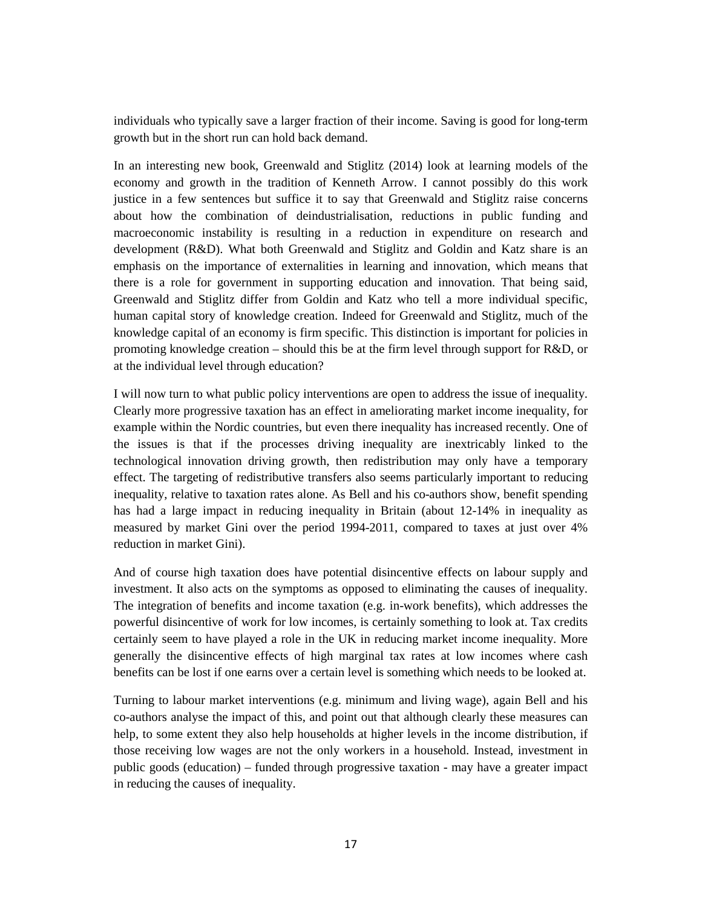individuals who typically save a larger fraction of their income. Saving is good for long-term growth but in the short run can hold back demand.

In an interesting new book, Greenwald and Stiglitz (2014) look at learning models of the economy and growth in the tradition of Kenneth Arrow. I cannot possibly do this work justice in a few sentences but suffice it to say that Greenwald and Stiglitz raise concerns about how the combination of deindustrialisation, reductions in public funding and macroeconomic instability is resulting in a reduction in expenditure on research and development (R&D). What both Greenwald and Stiglitz and Goldin and Katz share is an emphasis on the importance of externalities in learning and innovation, which means that there is a role for government in supporting education and innovation. That being said, Greenwald and Stiglitz differ from Goldin and Katz who tell a more individual specific, human capital story of knowledge creation. Indeed for Greenwald and Stiglitz, much of the knowledge capital of an economy is firm specific. This distinction is important for policies in promoting knowledge creation – should this be at the firm level through support for R&D, or at the individual level through education?

I will now turn to what public policy interventions are open to address the issue of inequality. Clearly more progressive taxation has an effect in ameliorating market income inequality, for example within the Nordic countries, but even there inequality has increased recently. One of the issues is that if the processes driving inequality are inextricably linked to the technological innovation driving growth, then redistribution may only have a temporary effect. The targeting of redistributive transfers also seems particularly important to reducing inequality, relative to taxation rates alone. As Bell and his co-authors show, benefit spending has had a large impact in reducing inequality in Britain (about 12-14% in inequality as measured by market Gini over the period 1994-2011, compared to taxes at just over 4% reduction in market Gini).

And of course high taxation does have potential disincentive effects on labour supply and investment. It also acts on the symptoms as opposed to eliminating the causes of inequality. The integration of benefits and income taxation (e.g. in-work benefits), which addresses the powerful disincentive of work for low incomes, is certainly something to look at. Tax credits certainly seem to have played a role in the UK in reducing market income inequality. More generally the disincentive effects of high marginal tax rates at low incomes where cash benefits can be lost if one earns over a certain level is something which needs to be looked at.

Turning to labour market interventions (e.g. minimum and living wage), again Bell and his co-authors analyse the impact of this, and point out that although clearly these measures can help, to some extent they also help households at higher levels in the income distribution, if those receiving low wages are not the only workers in a household. Instead, investment in public goods (education) – funded through progressive taxation - may have a greater impact in reducing the causes of inequality.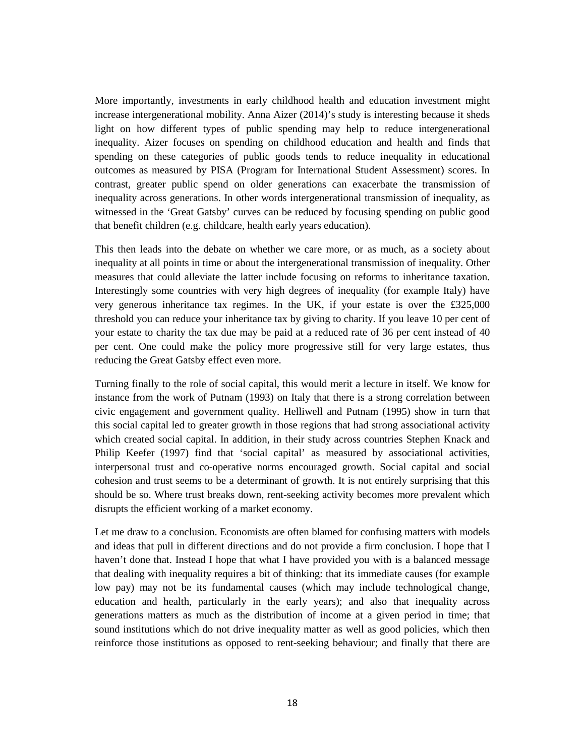More importantly, investments in early childhood health and education investment might increase intergenerational mobility. Anna Aizer (2014)'s study is interesting because it sheds light on how different types of public spending may help to reduce intergenerational inequality. Aizer focuses on spending on childhood education and health and finds that spending on these categories of public goods tends to reduce inequality in educational outcomes as measured by PISA (Program for International Student Assessment) scores. In contrast, greater public spend on older generations can exacerbate the transmission of inequality across generations. In other words intergenerational transmission of inequality, as witnessed in the 'Great Gatsby' curves can be reduced by focusing spending on public good that benefit children (e.g. childcare, health early years education).

This then leads into the debate on whether we care more, or as much, as a society about inequality at all points in time or about the intergenerational transmission of inequality. Other measures that could alleviate the latter include focusing on reforms to inheritance taxation. Interestingly some countries with very high degrees of inequality (for example Italy) have very generous inheritance tax regimes. In the UK, if your estate is over the £325,000 threshold you can reduce your inheritance tax by giving to charity. If you leave 10 per cent of your estate to charity the tax due may be paid at a reduced rate of 36 per cent instead of 40 per cent. One could make the policy more progressive still for very large estates, thus reducing the Great Gatsby effect even more.

Turning finally to the role of social capital, this would merit a lecture in itself. We know for instance from the work of Putnam (1993) on Italy that there is a strong correlation between civic engagement and government quality. Helliwell and Putnam (1995) show in turn that this social capital led to greater growth in those regions that had strong associational activity which created social capital. In addition, in their study across countries Stephen Knack and Philip Keefer (1997) find that 'social capital' as measured by associational activities, interpersonal trust and co-operative norms encouraged growth. Social capital and social cohesion and trust seems to be a determinant of growth. It is not entirely surprising that this should be so. Where trust breaks down, rent-seeking activity becomes more prevalent which disrupts the efficient working of a market economy.

Let me draw to a conclusion. Economists are often blamed for confusing matters with models and ideas that pull in different directions and do not provide a firm conclusion. I hope that I haven't done that. Instead I hope that what I have provided you with is a balanced message that dealing with inequality requires a bit of thinking: that its immediate causes (for example low pay) may not be its fundamental causes (which may include technological change, education and health, particularly in the early years); and also that inequality across generations matters as much as the distribution of income at a given period in time; that sound institutions which do not drive inequality matter as well as good policies, which then reinforce those institutions as opposed to rent-seeking behaviour; and finally that there are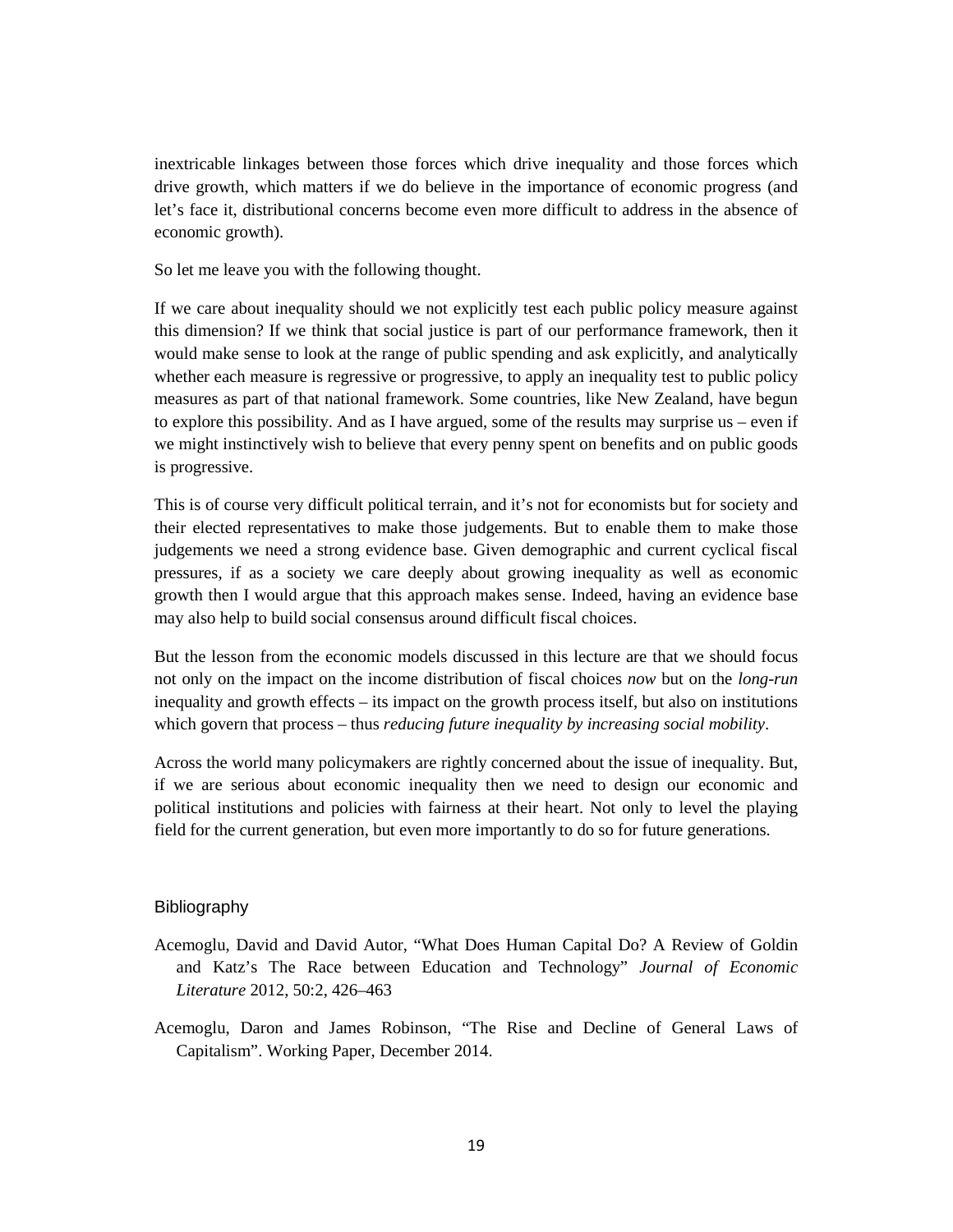inextricable linkages between those forces which drive inequality and those forces which drive growth, which matters if we do believe in the importance of economic progress (and let's face it, distributional concerns become even more difficult to address in the absence of economic growth).

So let me leave you with the following thought.

If we care about inequality should we not explicitly test each public policy measure against this dimension? If we think that social justice is part of our performance framework, then it would make sense to look at the range of public spending and ask explicitly, and analytically whether each measure is regressive or progressive, to apply an inequality test to public policy measures as part of that national framework. Some countries, like New Zealand, have begun to explore this possibility. And as I have argued, some of the results may surprise us – even if we might instinctively wish to believe that every penny spent on benefits and on public goods is progressive.

This is of course very difficult political terrain, and it's not for economists but for society and their elected representatives to make those judgements. But to enable them to make those judgements we need a strong evidence base. Given demographic and current cyclical fiscal pressures, if as a society we care deeply about growing inequality as well as economic growth then I would argue that this approach makes sense. Indeed, having an evidence base may also help to build social consensus around difficult fiscal choices.

But the lesson from the economic models discussed in this lecture are that we should focus not only on the impact on the income distribution of fiscal choices *now* but on the *long-run* inequality and growth effects – its impact on the growth process itself, but also on institutions which govern that process – thus *reducing future inequality by increasing social mobility*.

Across the world many policymakers are rightly concerned about the issue of inequality. But, if we are serious about economic inequality then we need to design our economic and political institutions and policies with fairness at their heart. Not only to level the playing field for the current generation, but even more importantly to do so for future generations.

## Bibliography

Acemoglu, David and David Autor, "What Does Human Capital Do? A Review of Goldin and Katz's The Race between Education and Technology" *Journal of Economic Literature* 2012, 50:2, 426–463

Acemoglu, Daron and James Robinson, "The Rise and Decline of General Laws of Capitalism". Working Paper, December 2014.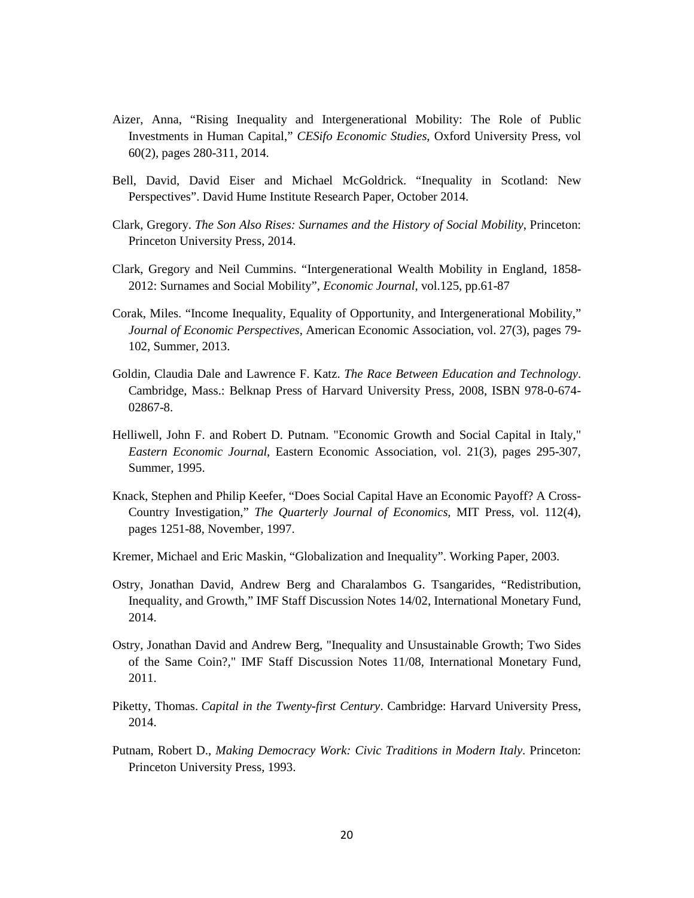Aizer, Anna, “Rising Inequality and Intergenerational Mobility: The Role of Public Investments in Human Capital,” *CESifo Economic Studies*, Oxford University Press, vol 60(2), pages 280-311, 2014.

Bell, David, David Eiser and Michael McGoldrick. “Inequality in Scotland: New Perspectives”. David Hume Institute Research Paper, October 2014.

Clark, Gregory. *The Son Also Rises: Surnames and the History of Social Mobility*, Princeton: Princeton University Press, 2014.

Clark, Gregory and Neil Cummins. “Intergenerational Wealth Mobility in England, 1858-2012: Surnames and Social Mobility”, *Economic Journal*, vol.125, pp.61-87

Corak, Miles. “Income Inequality, Equality of Opportunity, and Intergenerational Mobility,” *Journal of Economic Perspectives*, American Economic Association, vol. 27(3), pages 79-102, Summer, 2013.

Goldin, Claudia Dale and Lawrence F. Katz. *The Race Between Education and Technology*. Cambridge, Mass.: Belknap Press of Harvard University Press, 2008, ISBN 978-0-674-02867-8.

Helliwell, John F. and Robert D. Putnam. "Economic Growth and Social Capital in Italy," *Eastern Economic Journal*, Eastern Economic Association, vol. 21(3), pages 295-307, Summer, 1995.

Knack, Stephen and Philip Keefer, “Does Social Capital Have an Economic Payoff? A Cross-Country Investigation,” *The Quarterly Journal of Economics*, MIT Press, vol. 112(4), pages 1251-88, November, 1997.

Kremer, Michael and Eric Maskin, “Globalization and Inequality”. Working Paper, 2003.

Ostry, Jonathan David, Andrew Berg and Charalambos G. Tsangarides, “Redistribution, Inequality, and Growth,” IMF Staff Discussion Notes 14/02, International Monetary Fund, 2014.

Ostry, Jonathan David and Andrew Berg, "Inequality and Unsustainable Growth; Two Sides of the Same Coin?," IMF Staff Discussion Notes 11/08, International Monetary Fund, 2011.

Piketty, Thomas. *Capital in the Twenty-first Century*. Cambridge: Harvard University Press, 2014.

Putnam, Robert D., *Making Democracy Work: Civic Traditions in Modern Italy*. Princeton: Princeton University Press, 1993.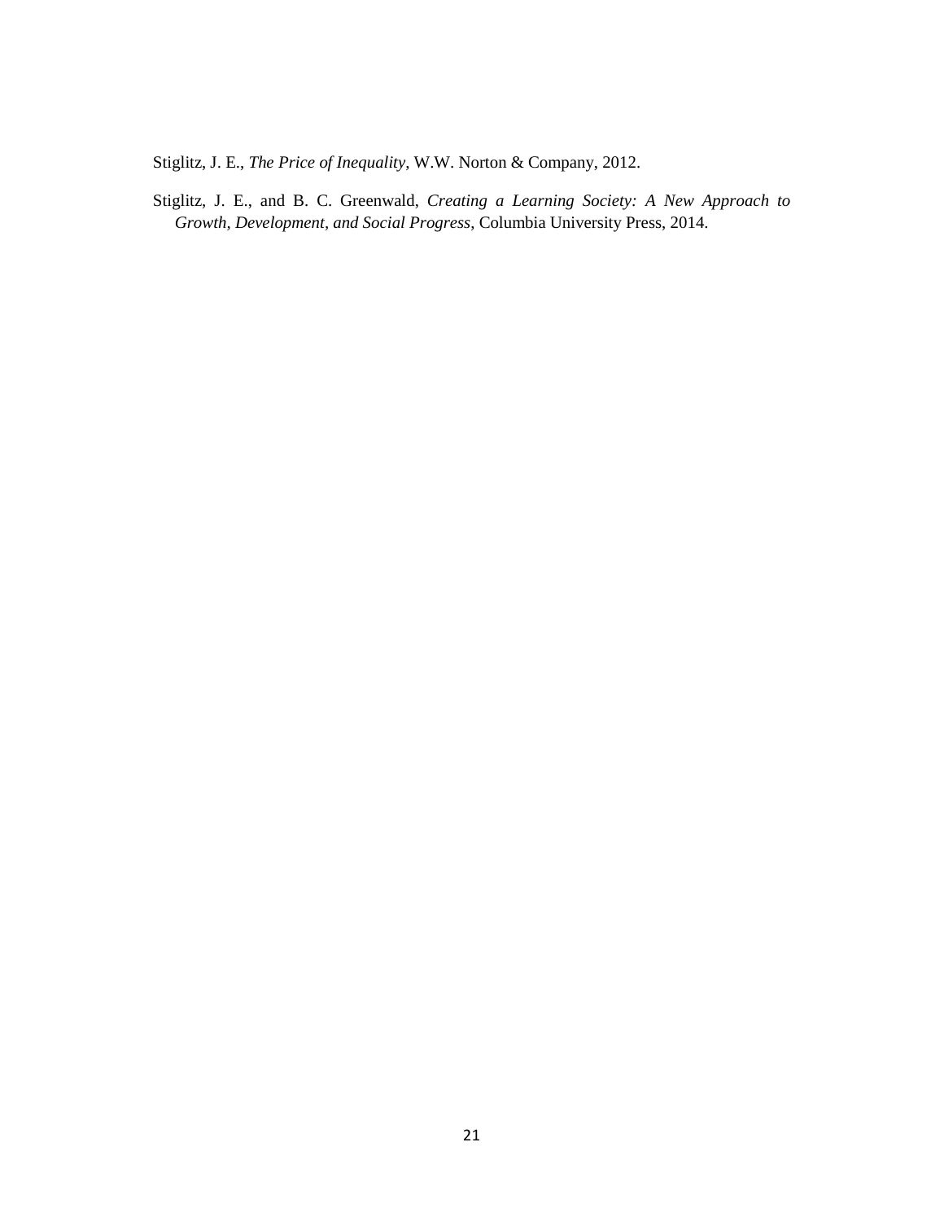Stiglitz, J. E., *The Price of Inequality*, W.W. Norton & Company, 2012.

Stiglitz, J. E., and B. C. Greenwald, *Creating a Learning Society: A New Approach to Growth, Development, and Social Progress*, Columbia University Press, 2014.